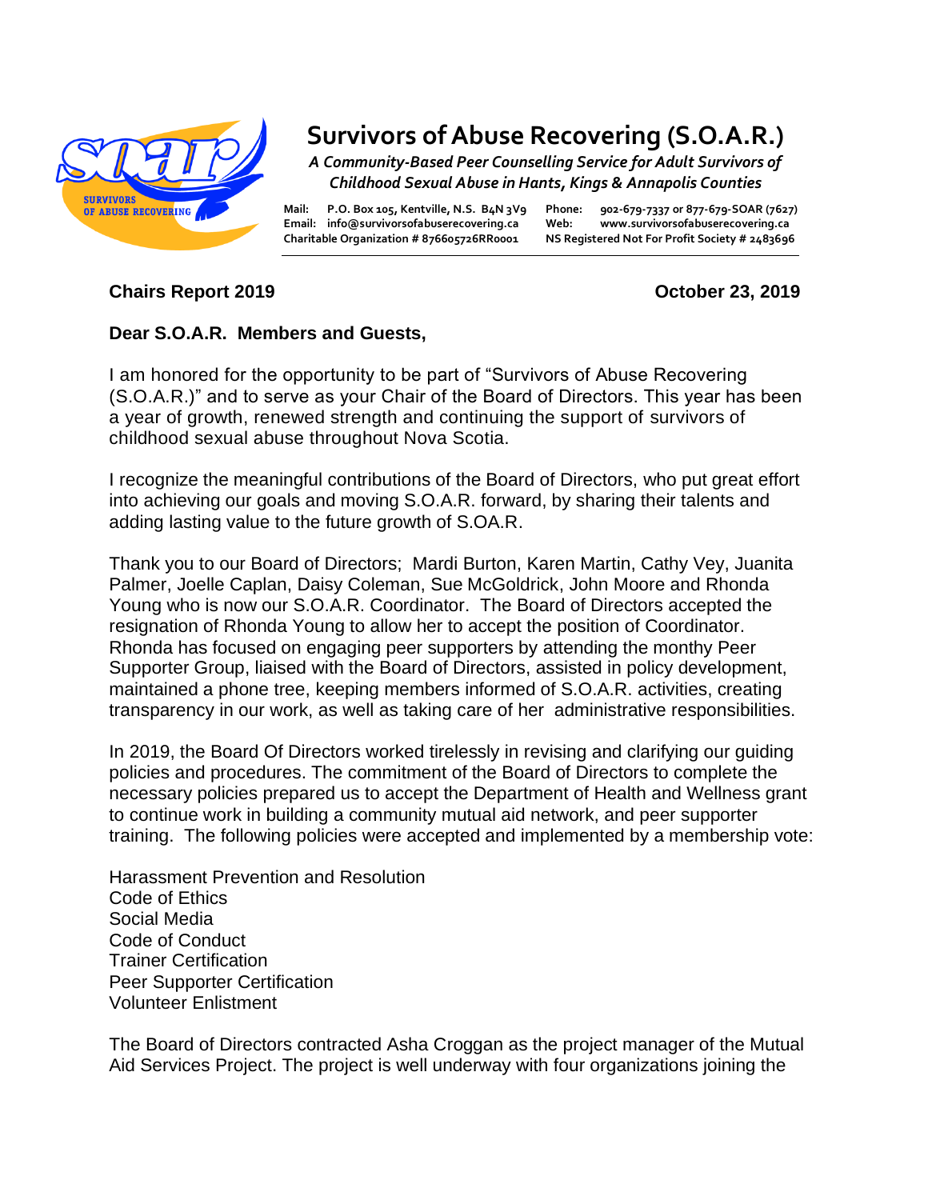# Survivors of Abuse Recovering (S.O.A.R.)

*A Community-Based Peer Counselling Service for Adult Survivors of Childhood Sexual Abuse in Hants, Kings & Annapolis Counties*

**Mail:** P.O. Box 105, Kentville, N.S. B4N 3V9 **Phone:** 902-679-7337 or 877-679-SOAR (7627)
**Email:** info@survivorsofabuserecovering.ca **Web:** www.survivorsofabuserecovering.ca
**Charitable Organization # 876605726RR0001** **NS Registered Not For Profit Society # 2483696**

**Chairs Report 2019** **October 23, 2019**

**Dear S.O.A.R. Members and Guests,**

I am honored for the opportunity to be part of "Survivors of Abuse Recovering (S.O.A.R.)" and to serve as your Chair of the Board of Directors. This year has been a year of growth, renewed strength and continuing the support of survivors of childhood sexual abuse throughout Nova Scotia.

I recognize the meaningful contributions of the Board of Directors, who put great effort into achieving our goals and moving S.O.A.R. forward, by sharing their talents and adding lasting value to the future growth of S.OA.R.

Thank you to our Board of Directors; Mardi Burton, Karen Martin, Cathy Vey, Juanita Palmer, Joelle Caplan, Daisy Coleman, Sue McGoldrick, John Moore and Rhonda Young who is now our S.O.A.R. Coordinator. The Board of Directors accepted the resignation of Rhonda Young to allow her to accept the position of Coordinator. Rhonda has focused on engaging peer supporters by attending the monthy Peer Supporter Group, liaised with the Board of Directors, assisted in policy development, maintained a phone tree, keeping members informed of S.O.A.R. activities, creating transparency in our work, as well as taking care of her administrative responsibilities.

In 2019, the Board Of Directors worked tirelessly in revising and clarifying our guiding policies and procedures. The commitment of the Board of Directors to complete the necessary policies prepared us to accept the Department of Health and Wellness grant to continue work in building a community mutual aid network, and peer supporter training. The following policies were accepted and implemented by a membership vote:

Harassment Prevention and Resolution
Code of Ethics
Social Media
Code of Conduct
Trainer Certification
Peer Supporter Certification
Volunteer Enlistment

The Board of Directors contracted Asha Croggan as the project manager of the Mutual Aid Services Project. The project is well underway with four organizations joining the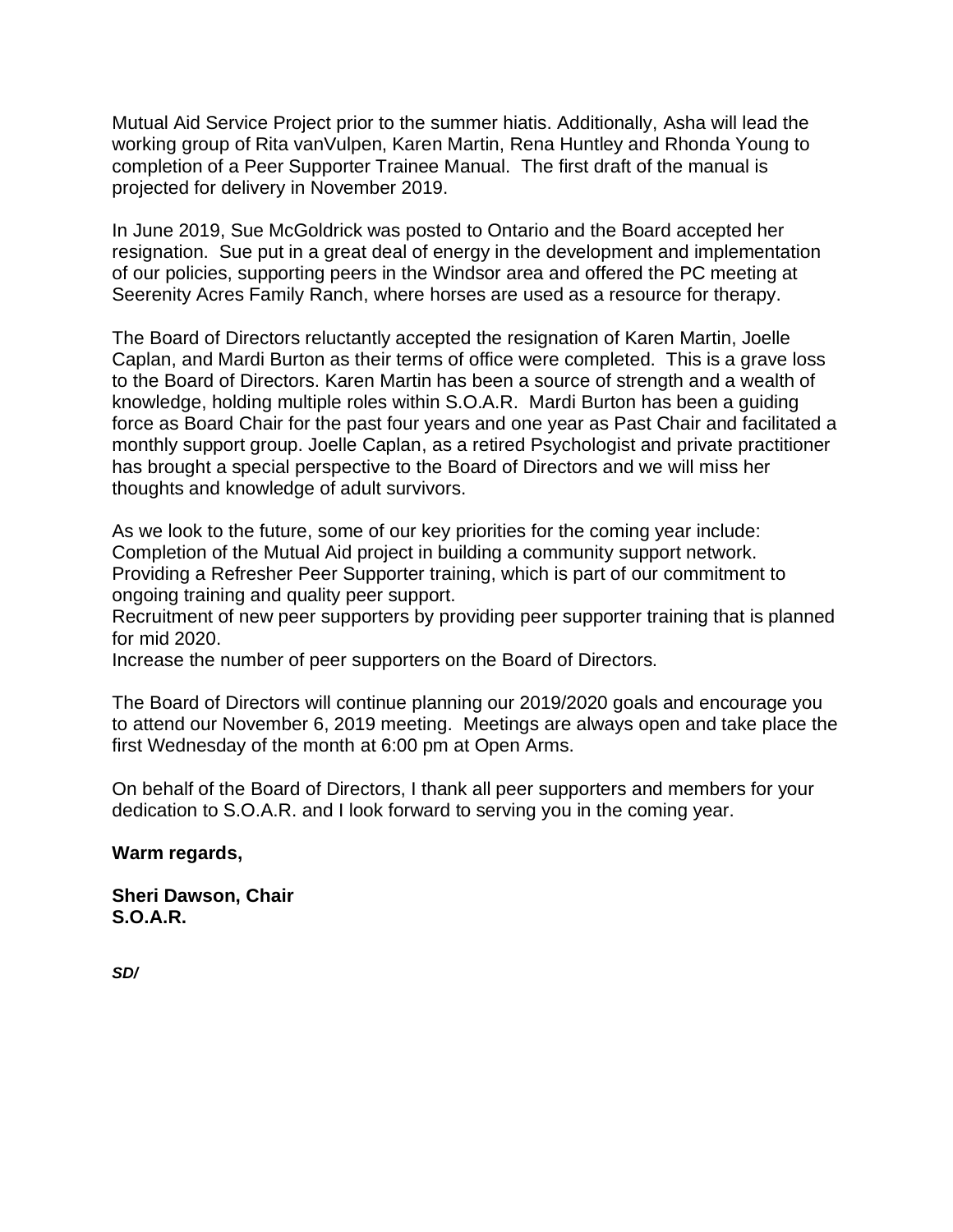Mutual Aid Service Project prior to the summer hiatis. Additionally, Asha will lead the working group of Rita vanVulpen, Karen Martin, Rena Huntley and Rhonda Young to completion of a Peer Supporter Trainee Manual. The first draft of the manual is projected for delivery in November 2019.

In June 2019, Sue McGoldrick was posted to Ontario and the Board accepted her resignation. Sue put in a great deal of energy in the development and implementation of our policies, supporting peers in the Windsor area and offered the PC meeting at Seerenity Acres Family Ranch, where horses are used as a resource for therapy.

The Board of Directors reluctantly accepted the resignation of Karen Martin, Joelle Caplan, and Mardi Burton as their terms of office were completed. This is a grave loss to the Board of Directors. Karen Martin has been a source of strength and a wealth of knowledge, holding multiple roles within S.O.A.R. Mardi Burton has been a guiding force as Board Chair for the past four years and one year as Past Chair and facilitated a monthly support group. Joelle Caplan, as a retired Psychologist and private practitioner has brought a special perspective to the Board of Directors and we will miss her thoughts and knowledge of adult survivors.

As we look to the future, some of our key priorities for the coming year include:
Completion of the Mutual Aid project in building a community support network.
Providing a Refresher Peer Supporter training, which is part of our commitment to ongoing training and quality peer support.
Recruitment of new peer supporters by providing peer supporter training that is planned for mid 2020.
Increase the number of peer supporters on the Board of Directors.

The Board of Directors will continue planning our 2019/2020 goals and encourage you to attend our November 6, 2019 meeting. Meetings are always open and take place the first Wednesday of the month at 6:00 pm at Open Arms.

On behalf of the Board of Directors, I thank all peer supporters and members for your dedication to S.O.A.R. and I look forward to serving you in the coming year.

**Warm regards,**

**Sheri Dawson, Chair**
**S.O.A.R.**

***SD/***